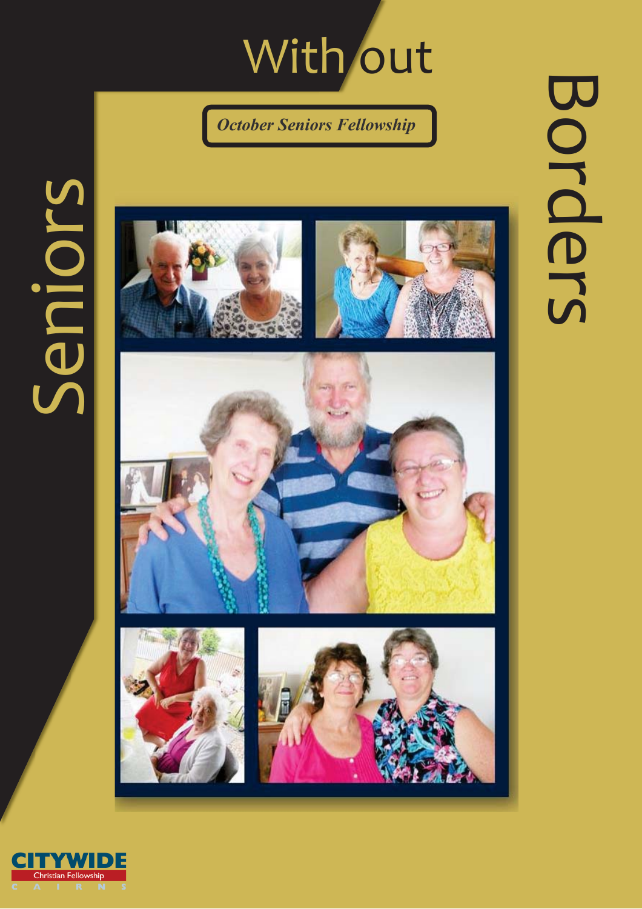# Seniors Without Borders

*October Seniors Fellowship*

CITYWIDE Christian Fellowship CAIRNS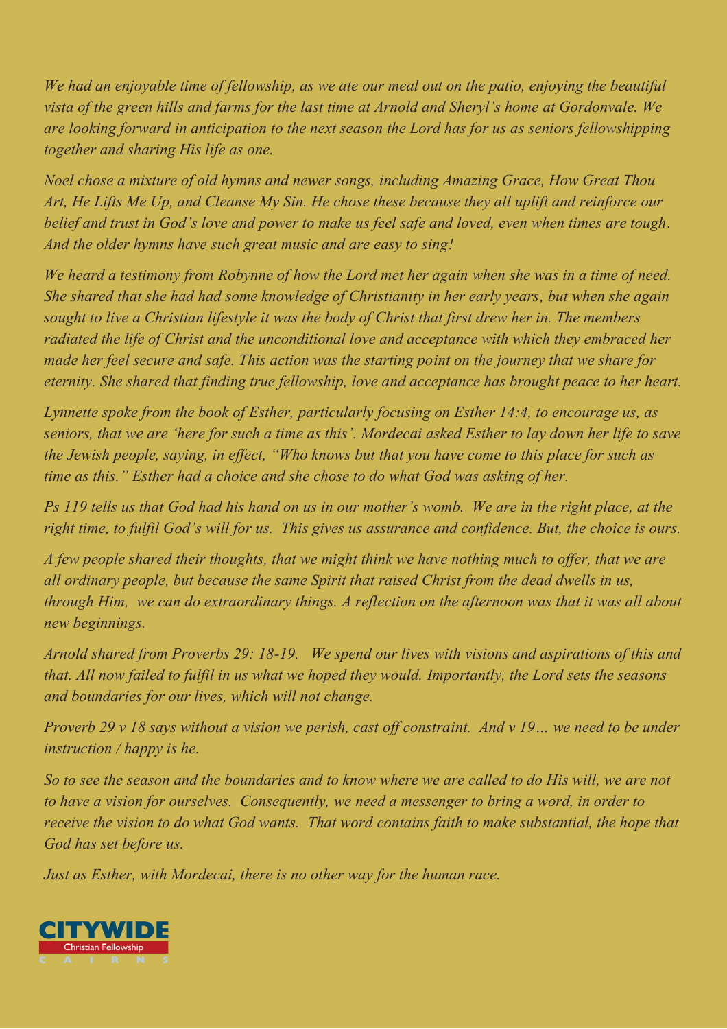*We had an enjoyable time of fellowship, as we ate our meal out on the patio, enjoying the beautiful vista of the green hills and farms for the last time at Arnold and Sheryl's home at Gordonvale. We are looking forward in anticipation to the next season the Lord has for us as seniors fellowshipping together and sharing His life as one.*

*Noel chose a mixture of old hymns and newer songs, including Amazing Grace, How Great Thou Art, He Lifts Me Up, and Cleanse My Sin. He chose these because they all uplift and reinforce our belief and trust in God's love and power to make us feel safe and loved, even when times are tough. And the older hymns have such great music and are easy to sing!*

*We heard a testimony from Robynne of how the Lord met her again when she was in a time of need. She shared that she had had some knowledge of Christianity in her early years, but when she again sought to live a Christian lifestyle it was the body of Christ that first drew her in. The members radiated the life of Christ and the unconditional love and acceptance with which they embraced her made her feel secure and safe. This action was the starting point on the journey that we share for eternity. She shared that finding true fellowship, love and acceptance has brought peace to her heart.*

*Lynnette spoke from the book of Esther, particularly focusing on Esther 14:4, to encourage us, as seniors, that we are 'here for such a time as this'. Mordecai asked Esther to lay down her life to save the Jewish people, saying, in effect, "Who knows but that you have come to this place for such as time as this." Esther had a choice and she chose to do what God was asking of her.*

*Ps 119 tells us that God had his hand on us in our mother's womb. We are in the right place, at the right time, to fulfil God's will for us. This gives us assurance and confidence. But, the choice is ours.*

*A few people shared their thoughts, that we might think we have nothing much to offer, that we are all ordinary people, but because the same Spirit that raised Christ from the dead dwells in us, through Him, we can do extraordinary things. A reflection on the afternoon was that it was all about new beginnings.*

*Arnold shared from Proverbs 29: 18-19. We spend our lives with visions and aspirations of this and that. All now failed to fulfil in us what we hoped they would. Importantly, the Lord sets the seasons and boundaries for our lives, which will not change.*

*Proverb 29 v 18 says without a vision we perish, cast off constraint. And v 19… we need to be under instruction / happy is he.*

*So to see the season and the boundaries and to know where we are called to do His will, we are not to have a vision for ourselves. Consequently, we need a messenger to bring a word, in order to receive the vision to do what God wants. That word contains faith to make substantial, the hope that God has set before us.*

*Just as Esther, with Mordecai, there is no other way for the human race.*

CITYWIDE Christian Fellowship CAIRNS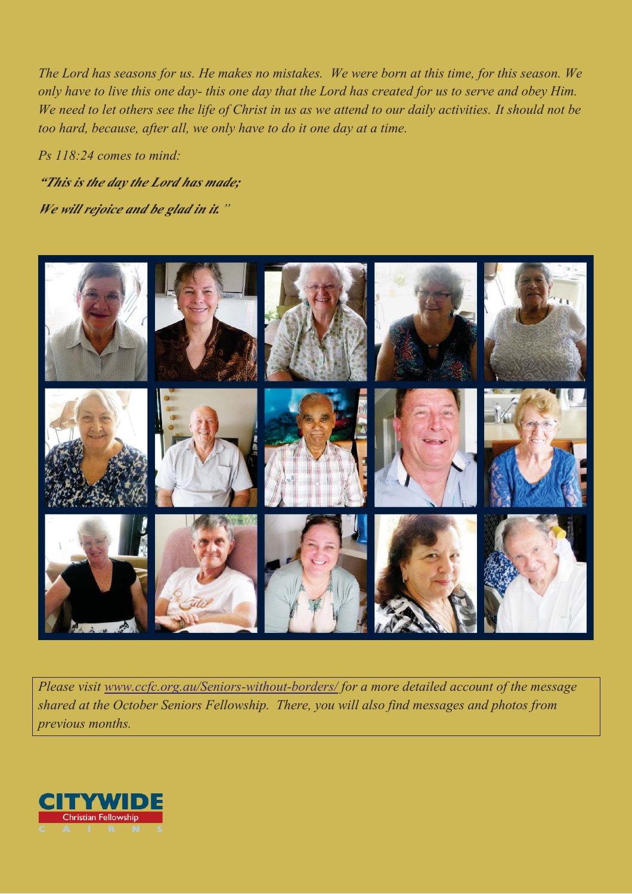*The Lord has seasons for us. He makes no mistakes. We were born at this time, for this season. We only have to live this one day- this one day that the Lord has created for us to serve and obey Him. We need to let others see the life of Christ in us as we attend to our daily activities. It should not be too hard, because, after all, we only have to do it one day at a time.*

*Ps 118:24 comes to mind:*

***"This is the day the Lord has made;***

***We will rejoice and be glad in it."***

*Please visit [www.ccfc.org.au/Seniors-without-borders/](www.ccfc.org.au/Seniors-without-borders/) for a more detailed account of the message shared at the October Seniors Fellowship. There, you will also find messages and photos from previous months.*

CITYWIDE Christian Fellowship CAIRNS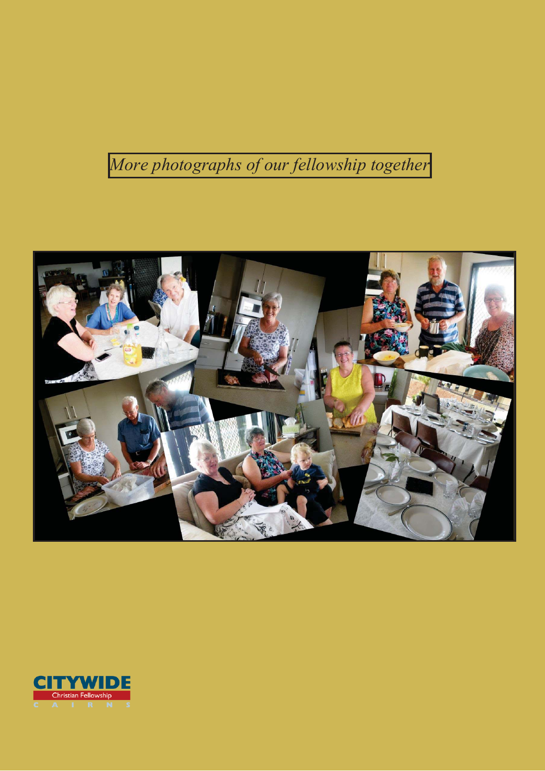*More photographs of our fellowship together*

CITYWIDE
Christian Fellowship
C A I R N S